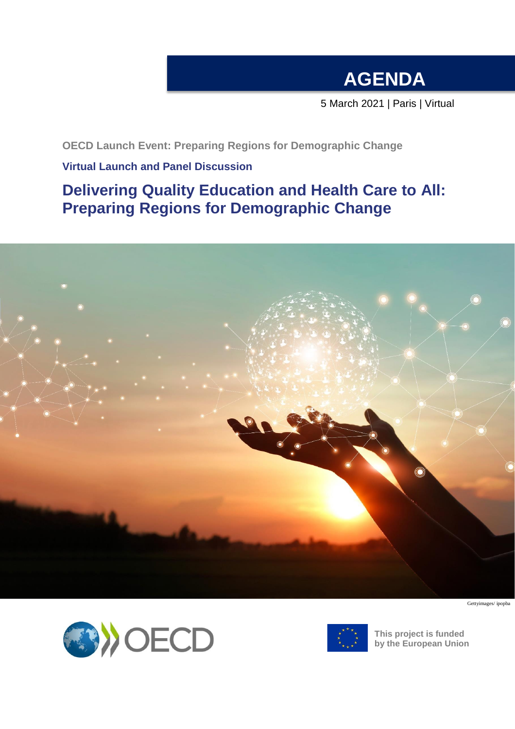# AGENDA

5 March 2021 | Paris | Virtual

**OECD Launch Event: Preparing Regions for Demographic Change**

**Virtual Launch and Panel Discussion**

## Delivering Quality Education and Health Care to All: Preparing Regions for Demographic Change

Gettyimages/ ipopba

**This project is funded by the European Union**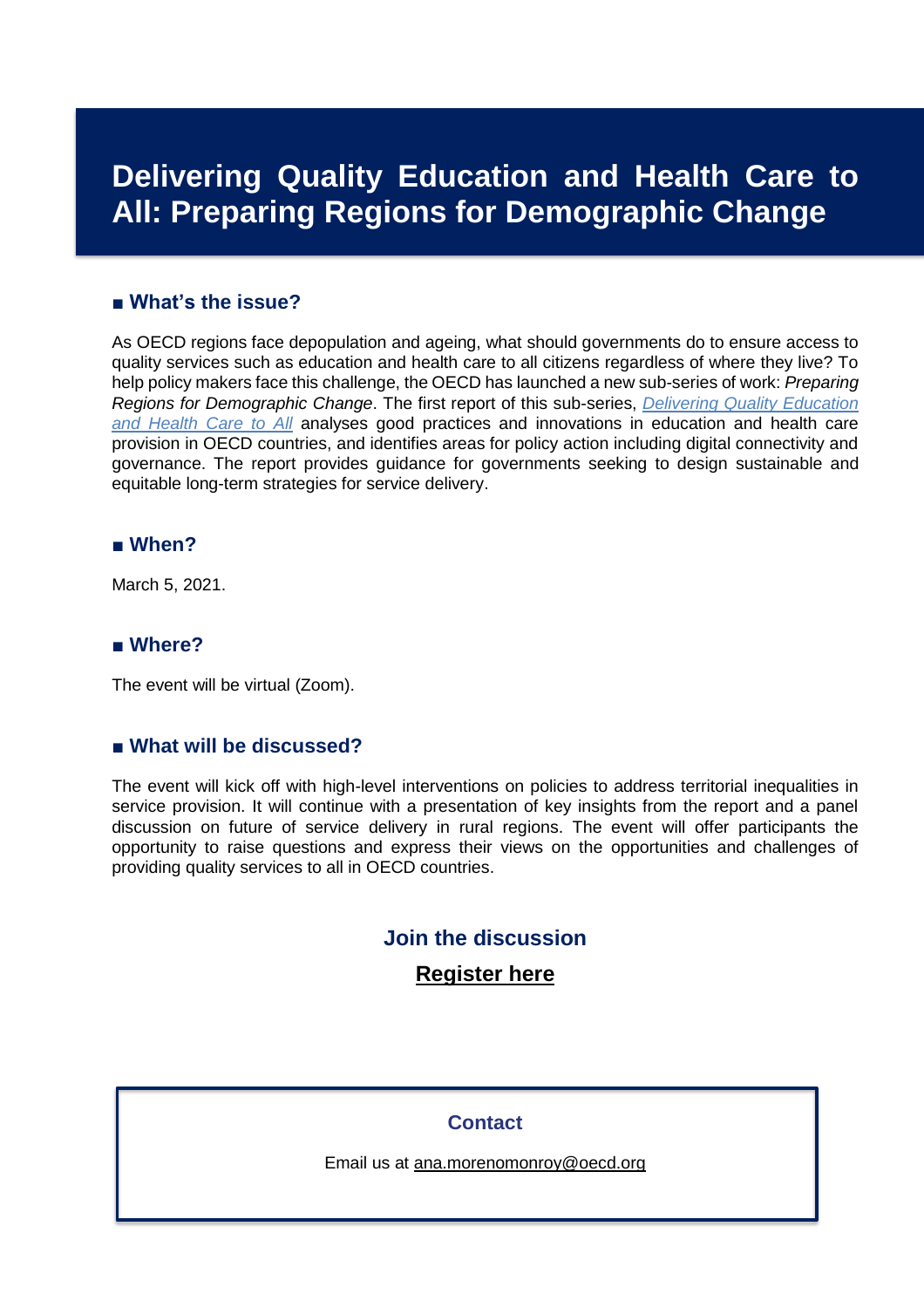# Delivering Quality Education and Health Care to All: Preparing Regions for Demographic Change

## ■ What's the issue?

As OECD regions face depopulation and ageing, what should governments do to ensure access to quality services such as education and health care to all citizens regardless of where they live? To help policy makers face this challenge, the OECD has launched a new sub-series of work: *Preparing Regions for Demographic Change*. The first report of this sub-series, *Delivering Quality Education and Health Care to All* analyses good practices and innovations in education and health care provision in OECD countries, and identifies areas for policy action including digital connectivity and governance. The report provides guidance for governments seeking to design sustainable and equitable long-term strategies for service delivery.

## ■ When?

March 5, 2021.

## ■ Where?

The event will be virtual (Zoom).

## ■ What will be discussed?

The event will kick off with high-level interventions on policies to address territorial inequalities in service provision. It will continue with a presentation of key insights from the report and a panel discussion on future of service delivery in rural regions. The event will offer participants the opportunity to raise questions and express their views on the opportunities and challenges of providing quality services to all in OECD countries.

**Join the discussion**

**Register here**

**Contact**

Email us at ana.morenomonroy@oecd.org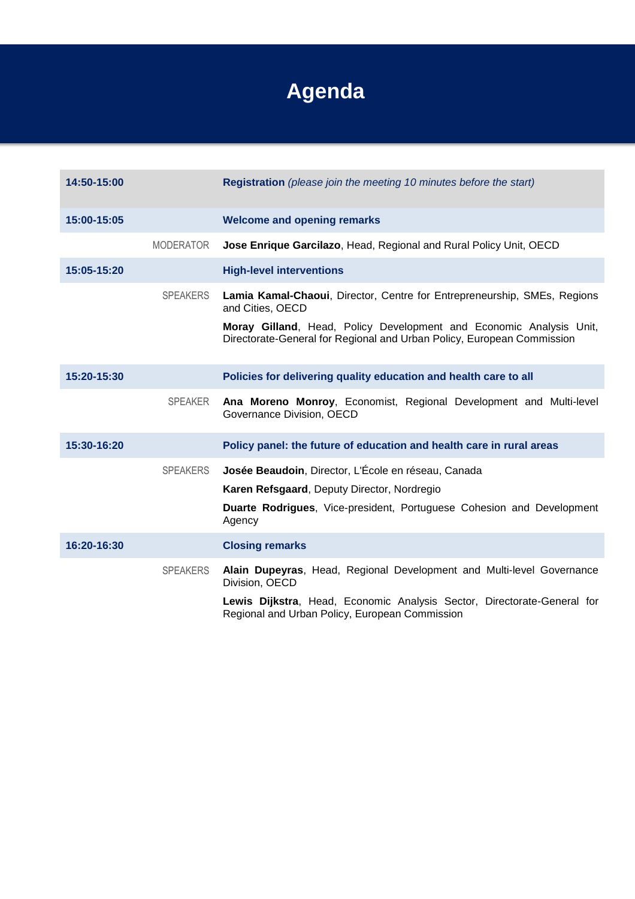# Agenda

| | | |
|---|---|---|
| **14:50-15:00** | | **Registration** *(please join the meeting 10 minutes before the start)* |
| **15:00-15:05** | | **Welcome and opening remarks** |
| | MODERATOR | **Jose Enrique Garcilazo**, Head, Regional and Rural Policy Unit, OECD |
| **15:05-15:20** | | **High-level interventions** |
| | SPEAKERS | **Lamia Kamal-Chaoui**, Director, Centre for Entrepreneurship, SMEs, Regions and Cities, OECD<br><br>**Moray Gilland**, Head, Policy Development and Economic Analysis Unit, Directorate-General for Regional and Urban Policy, European Commission |
| **15:20-15:30** | | **Policies for delivering quality education and health care to all** |
| | SPEAKER | **Ana Moreno Monroy**, Economist, Regional Development and Multi-level Governance Division, OECD |
| **15:30-16:20** | | **Policy panel: the future of education and health care in rural areas** |
| | SPEAKERS | **Josée Beaudoin**, Director, L'École en réseau, Canada<br><br>**Karen Refsgaard**, Deputy Director, Nordregio<br><br>**Duarte Rodrigues**, Vice-president, Portuguese Cohesion and Development Agency |
| **16:20-16:30** | | **Closing remarks** |
| | SPEAKERS | **Alain Dupeyras**, Head, Regional Development and Multi-level Governance Division, OECD<br><br>**Lewis Dijkstra**, Head, Economic Analysis Sector, Directorate-General for Regional and Urban Policy, European Commission |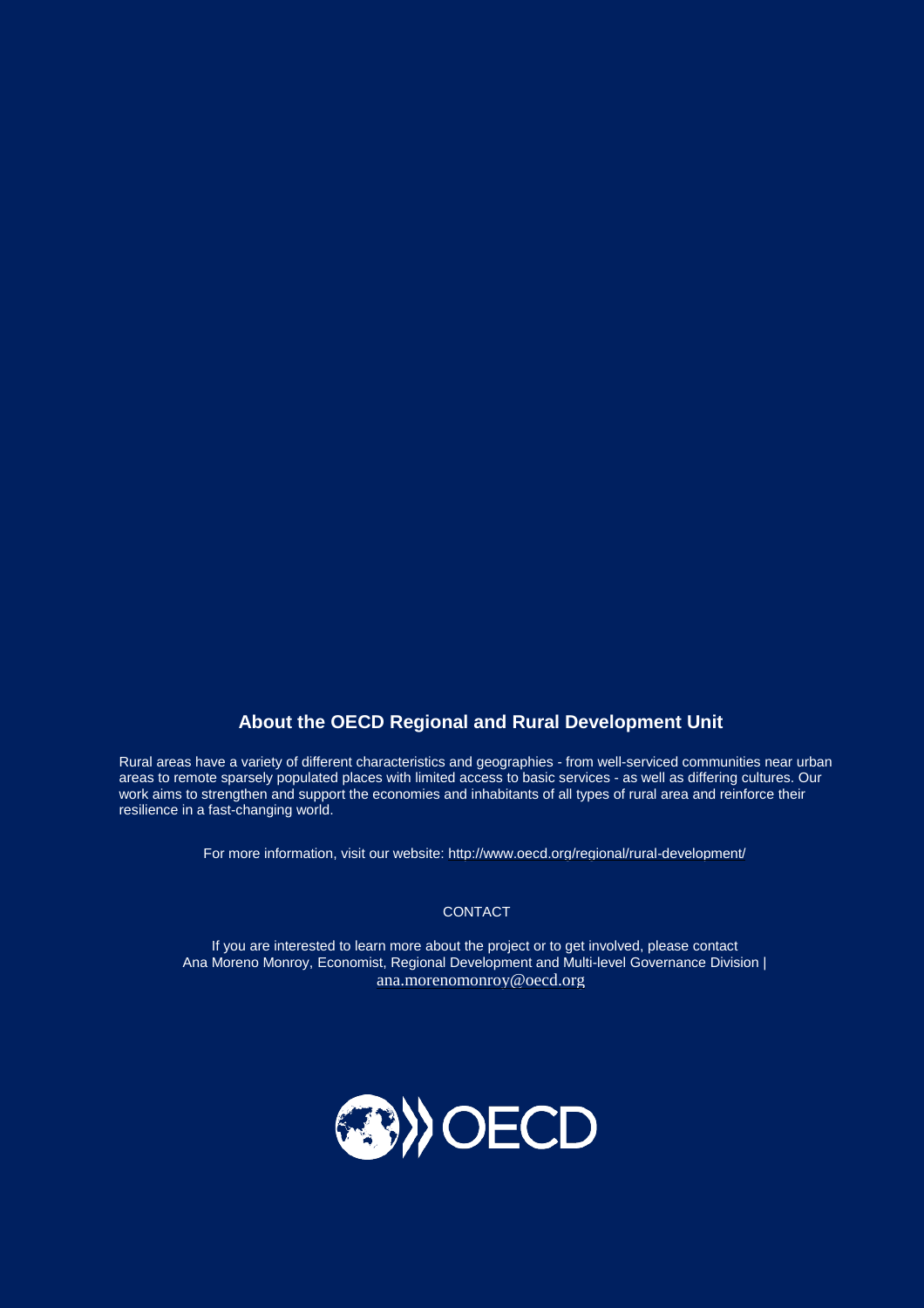## About the OECD Regional and Rural Development Unit

Rural areas have a variety of different characteristics and geographies - from well-serviced communities near urban areas to remote sparsely populated places with limited access to basic services - as well as differing cultures. Our work aims to strengthen and support the economies and inhabitants of all types of rural area and reinforce their resilience in a fast-changing world.

For more information, visit our website: http://www.oecd.org/regional/rural-development/

CONTACT

If you are interested to learn more about the project or to get involved, please contact Ana Moreno Monroy, Economist, Regional Development and Multi-level Governance Division | ana.morenomonroy@oecd.org